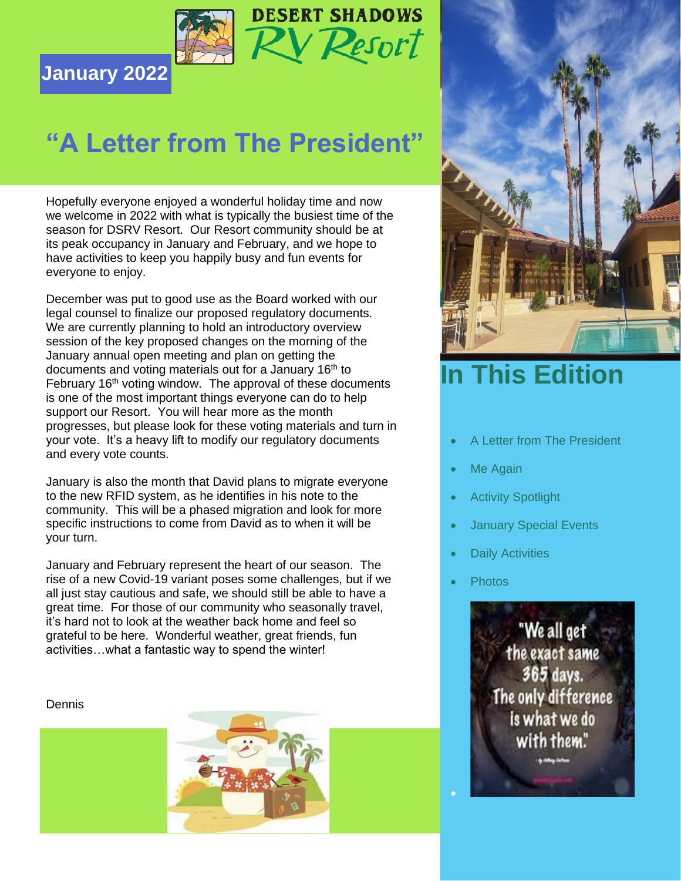DESERT SHADOWS RV Resort

January 2022

# "A Letter from The President"

Hopefully everyone enjoyed a wonderful holiday time and now we welcome in 2022 with what is typically the busiest time of the season for DSRV Resort. Our Resort community should be at its peak occupancy in January and February, and we hope to have activities to keep you happily busy and fun events for everyone to enjoy.

December was put to good use as the Board worked with our legal counsel to finalize our proposed regulatory documents. We are currently planning to hold an introductory overview session of the key proposed changes on the morning of the January annual open meeting and plan on getting the documents and voting materials out for a January 16th to February 16th voting window. The approval of these documents is one of the most important things everyone can do to help support our Resort. You will hear more as the month progresses, but please look for these voting materials and turn in your vote. It's a heavy lift to modify our regulatory documents and every vote counts.

January is also the month that David plans to migrate everyone to the new RFID system, as he identifies in his note to the community. This will be a phased migration and look for more specific instructions to come from David as to when it will be your turn.

January and February represent the heart of our season. The rise of a new Covid-19 variant poses some challenges, but if we all just stay cautious and safe, we should still be able to have a great time. For those of our community who seasonally travel, it's hard not to look at the weather back home and feel so grateful to be here. Wonderful weather, great friends, fun activities…what a fantastic way to spend the winter!

Dennis

# In This Edition

- A Letter from The President
- Me Again
- Activity Spotlight
- January Special Events
- Daily Activities
- Photos

"We all get the exact same 365 days. The only difference is what we do with them."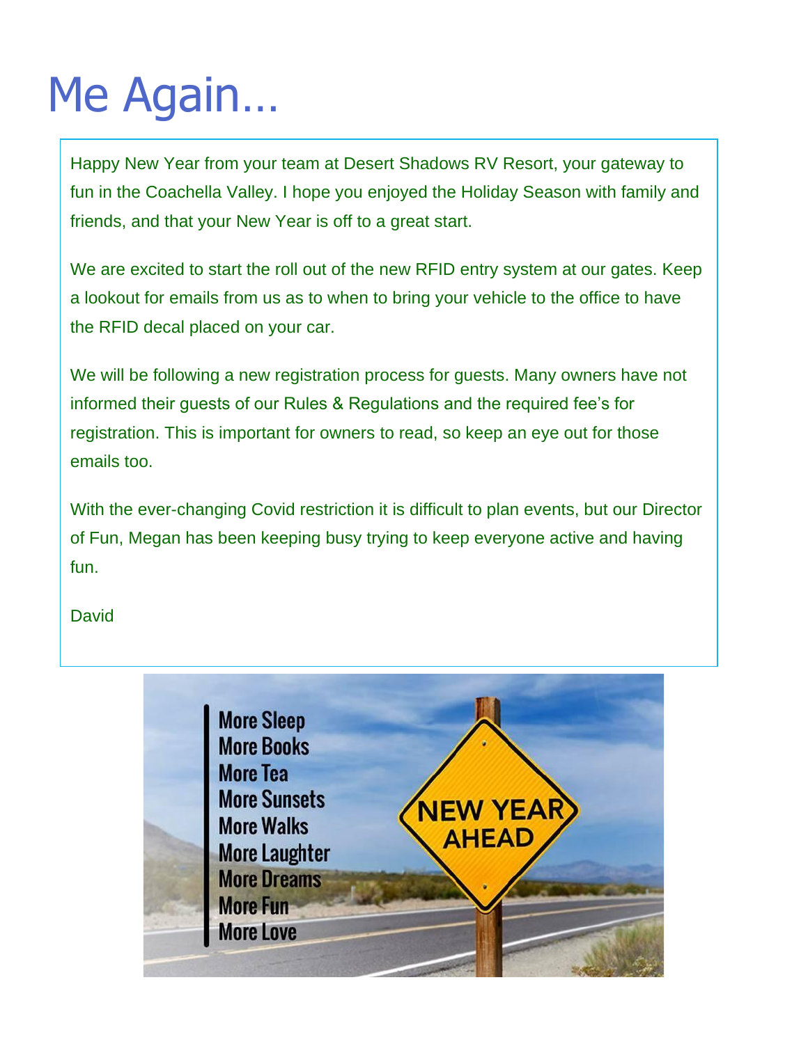# Me Again…

Happy New Year from your team at Desert Shadows RV Resort, your gateway to fun in the Coachella Valley. I hope you enjoyed the Holiday Season with family and friends, and that your New Year is off to a great start.

We are excited to start the roll out of the new RFID entry system at our gates. Keep a lookout for emails from us as to when to bring your vehicle to the office to have the RFID decal placed on your car.

We will be following a new registration process for guests. Many owners have not informed their guests of our Rules & Regulations and the required fee's for registration. This is important for owners to read, so keep an eye out for those emails too.

With the ever-changing Covid restriction it is difficult to plan events, but our Director of Fun, Megan has been keeping busy trying to keep everyone active and having fun.

David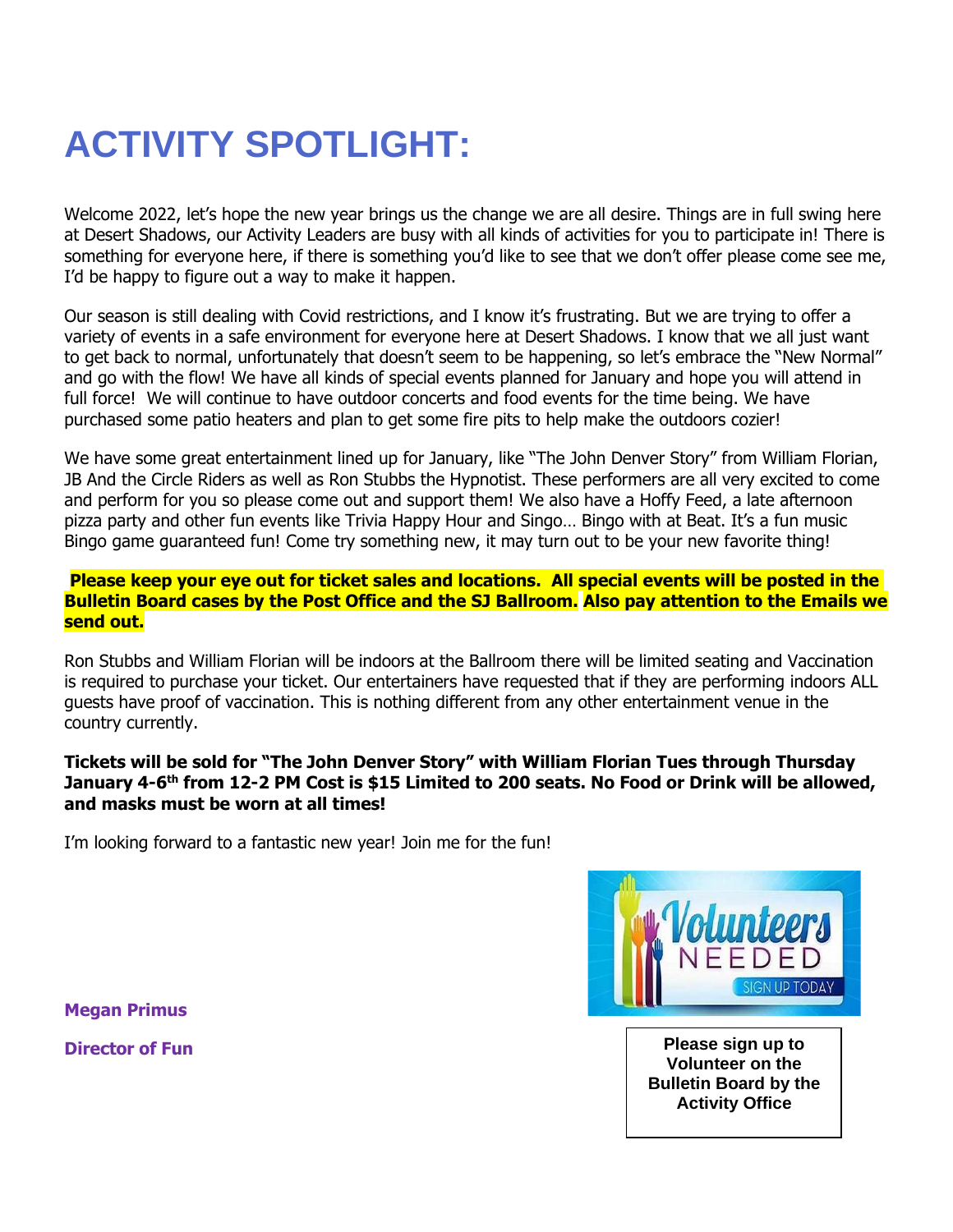# ACTIVITY SPOTLIGHT:

Welcome 2022, let's hope the new year brings us the change we are all desire. Things are in full swing here at Desert Shadows, our Activity Leaders are busy with all kinds of activities for you to participate in! There is something for everyone here, if there is something you'd like to see that we don't offer please come see me, I'd be happy to figure out a way to make it happen.

Our season is still dealing with Covid restrictions, and I know it's frustrating. But we are trying to offer a variety of events in a safe environment for everyone here at Desert Shadows. I know that we all just want to get back to normal, unfortunately that doesn't seem to be happening, so let's embrace the "New Normal" and go with the flow! We have all kinds of special events planned for January and hope you will attend in full force! We will continue to have outdoor concerts and food events for the time being. We have purchased some patio heaters and plan to get some fire pits to help make the outdoors cozier!

We have some great entertainment lined up for January, like "The John Denver Story" from William Florian, JB And the Circle Riders as well as Ron Stubbs the Hypnotist. These performers are all very excited to come and perform for you so please come out and support them! We also have a Hoffy Feed, a late afternoon pizza party and other fun events like Trivia Happy Hour and Singo… Bingo with at Beat. It's a fun music Bingo game guaranteed fun! Come try something new, it may turn out to be your new favorite thing!

**Please keep your eye out for ticket sales and locations. All special events will be posted in the Bulletin Board cases by the Post Office and the SJ Ballroom. Also pay attention to the Emails we send out.**

Ron Stubbs and William Florian will be indoors at the Ballroom there will be limited seating and Vaccination is required to purchase your ticket. Our entertainers have requested that if they are performing indoors ALL guests have proof of vaccination. This is nothing different from any other entertainment venue in the country currently.

**Tickets will be sold for "The John Denver Story" with William Florian Tues through Thursday January 4-6th from 12-2 PM Cost is $15 Limited to 200 seats. No Food or Drink will be allowed, and masks must be worn at all times!**

I'm looking forward to a fantastic new year! Join me for the fun!

**Megan Primus**

**Director of Fun**

Volunteers NEEDED SIGN UP TODAY

**Please sign up to Volunteer on the Bulletin Board by the Activity Office**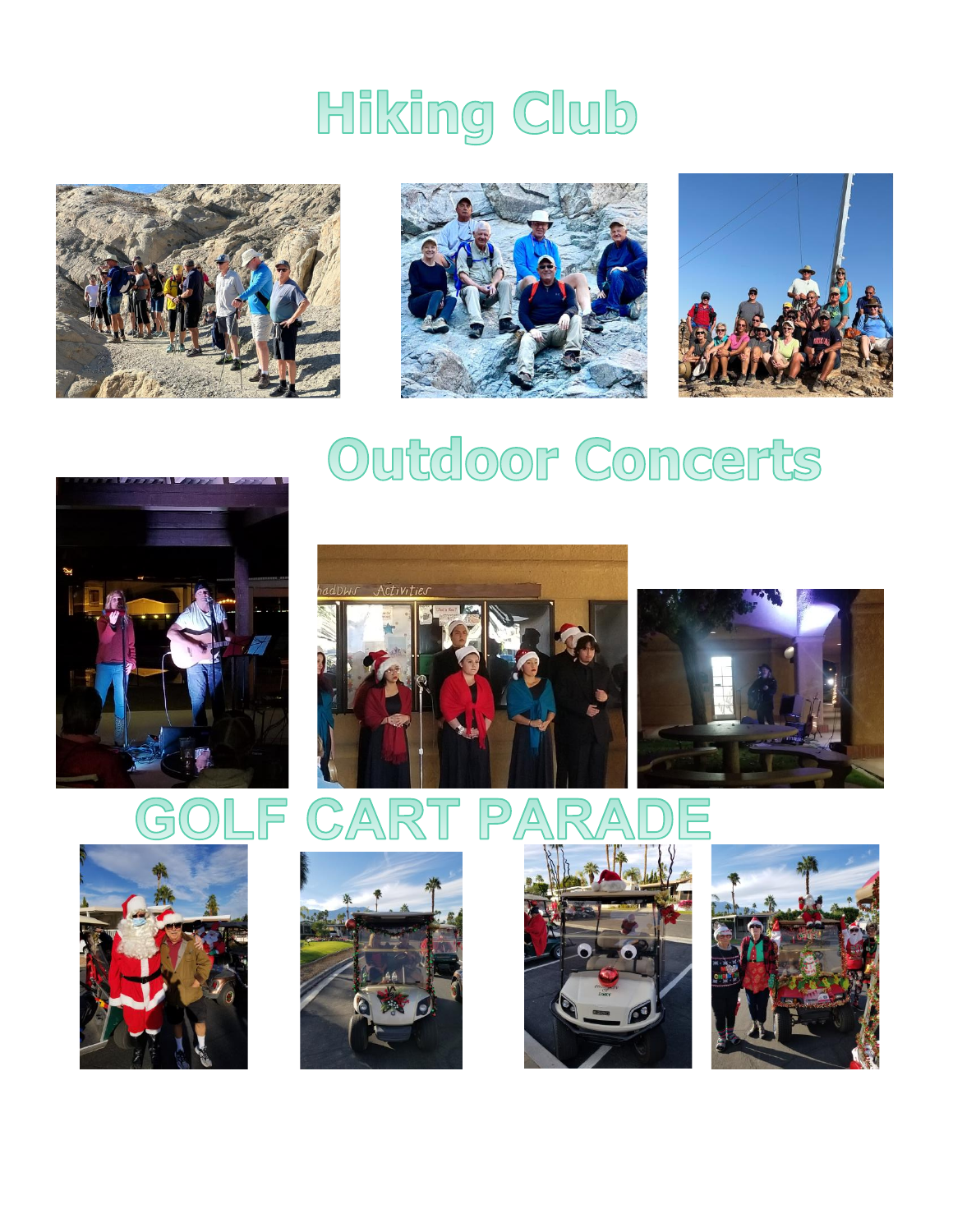# Hiking Club

# Outdoor Concerts

# GOLF CART PARADE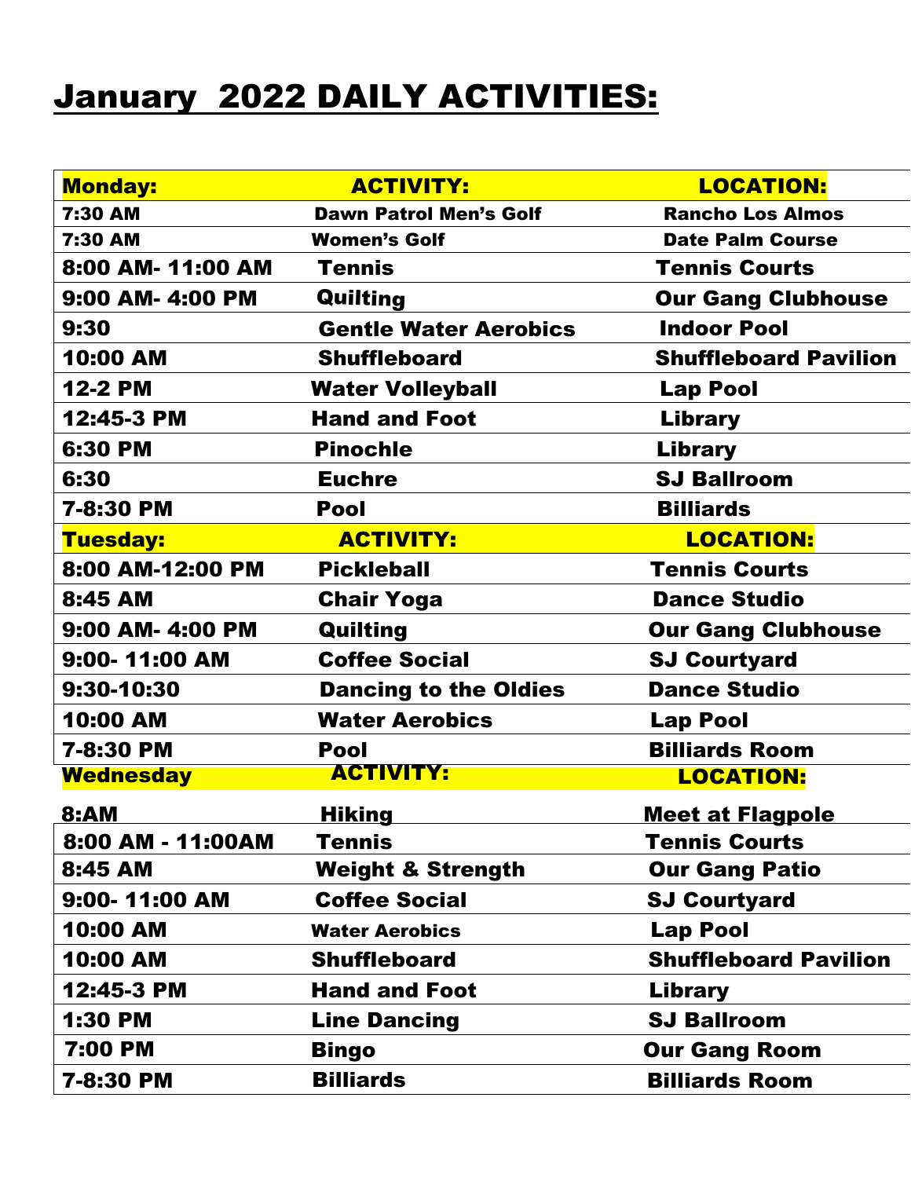# January 2022 DAILY ACTIVITIES:

| Monday: | ACTIVITY: | LOCATION: |
|---|---|---|
| 7:30 AM | Dawn Patrol Men's Golf | Rancho Los Almos |
| 7:30 AM | Women's Golf | Date Palm Course |
| 8:00 AM- 11:00 AM | Tennis | Tennis Courts |
| 9:00 AM- 4:00 PM | Quilting | Our Gang Clubhouse |
| 9:30 | Gentle Water Aerobics | Indoor Pool |
| 10:00 AM | Shuffleboard | Shuffleboard Pavilion |
| 12-2 PM | Water Volleyball | Lap Pool |
| 12:45-3 PM | Hand and Foot | Library |
| 6:30 PM | Pinochle | Library |
| 6:30 | Euchre | SJ Ballroom |
| 7-8:30 PM | Pool | Billiards |
| **Tuesday:** | **ACTIVITY:** | **LOCATION:** |
| 8:00 AM-12:00 PM | Pickleball | Tennis Courts |
| 8:45 AM | Chair Yoga | Dance Studio |
| 9:00 AM- 4:00 PM | Quilting | Our Gang Clubhouse |
| 9:00- 11:00 AM | Coffee Social | SJ Courtyard |
| 9:30-10:30 | Dancing to the Oldies | Dance Studio |
| 10:00 AM | Water Aerobics | Lap Pool |
| 7-8:30 PM | Pool | Billiards Room |
| **Wednesday** | **ACTIVITY:** | **LOCATION:** |
| 8:AM | Hiking | Meet at Flagpole |
| 8:00 AM - 11:00AM | Tennis | Tennis Courts |
| 8:45 AM | Weight & Strength | Our Gang Patio |
| 9:00- 11:00 AM | Coffee Social | SJ Courtyard |
| 10:00 AM | Water Aerobics | Lap Pool |
| 10:00 AM | Shuffleboard | Shuffleboard Pavilion |
| 12:45-3 PM | Hand and Foot | Library |
| 1:30 PM | Line Dancing | SJ Ballroom |
| 7:00 PM | Bingo | Our Gang Room |
| 7-8:30 PM | Billiards | Billiards Room |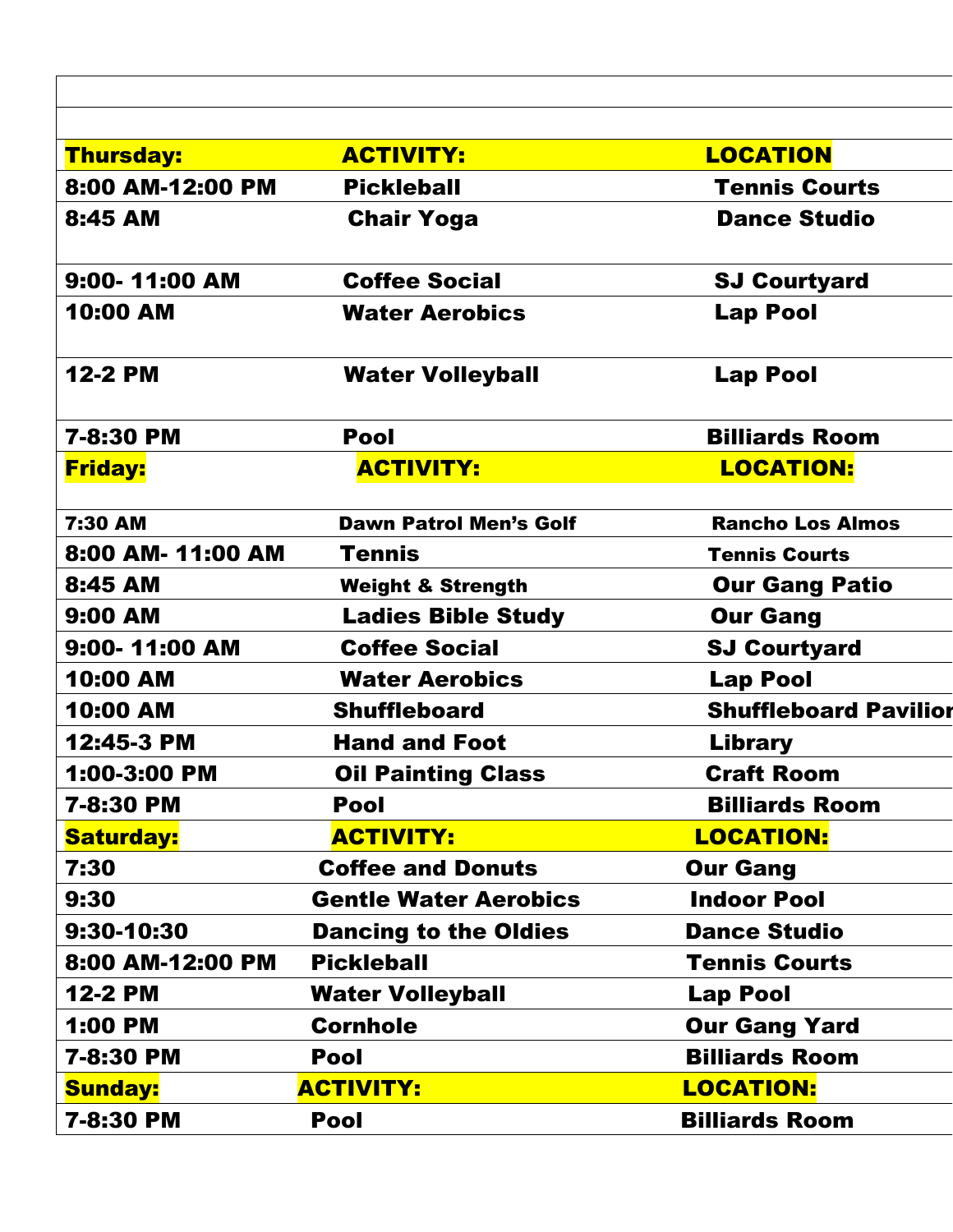| Thursday: | ACTIVITY: | LOCATION |
|---|---|---|
| 8:00 AM-12:00 PM | Pickleball | Tennis Courts |
| 8:45 AM | Chair Yoga | Dance Studio |
| 9:00- 11:00 AM | Coffee Social | SJ Courtyard |
| 10:00 AM | Water Aerobics | Lap Pool |
| 12-2 PM | Water Volleyball | Lap Pool |
| 7-8:30 PM | Pool | Billiards Room |
| **Friday:** | **ACTIVITY:** | **LOCATION:** |
| 7:30 AM | Dawn Patrol Men's Golf | Rancho Los Almos |
| 8:00 AM- 11:00 AM | Tennis | Tennis Courts |
| 8:45 AM | Weight & Strength | Our Gang Patio |
| 9:00 AM | Ladies Bible Study | Our Gang |
| 9:00- 11:00 AM | Coffee Social | SJ Courtyard |
| 10:00 AM | Water Aerobics | Lap Pool |
| 10:00 AM | Shuffleboard | Shuffleboard Pavilion |
| 12:45-3 PM | Hand and Foot | Library |
| 1:00-3:00 PM | Oil Painting Class | Craft Room |
| 7-8:30 PM | Pool | Billiards Room |
| **Saturday:** | **ACTIVITY:** | **LOCATION:** |
| 7:30 | Coffee and Donuts | Our Gang |
| 9:30 | Gentle Water Aerobics | Indoor Pool |
| 9:30-10:30 | Dancing to the Oldies | Dance Studio |
| 8:00 AM-12:00 PM | Pickleball | Tennis Courts |
| 12-2 PM | Water Volleyball | Lap Pool |
| 1:00 PM | Cornhole | Our Gang Yard |
| 7-8:30 PM | Pool | Billiards Room |
| **Sunday:** | **ACTIVITY:** | **LOCATION:** |
| 7-8:30 PM | Pool | Billiards Room |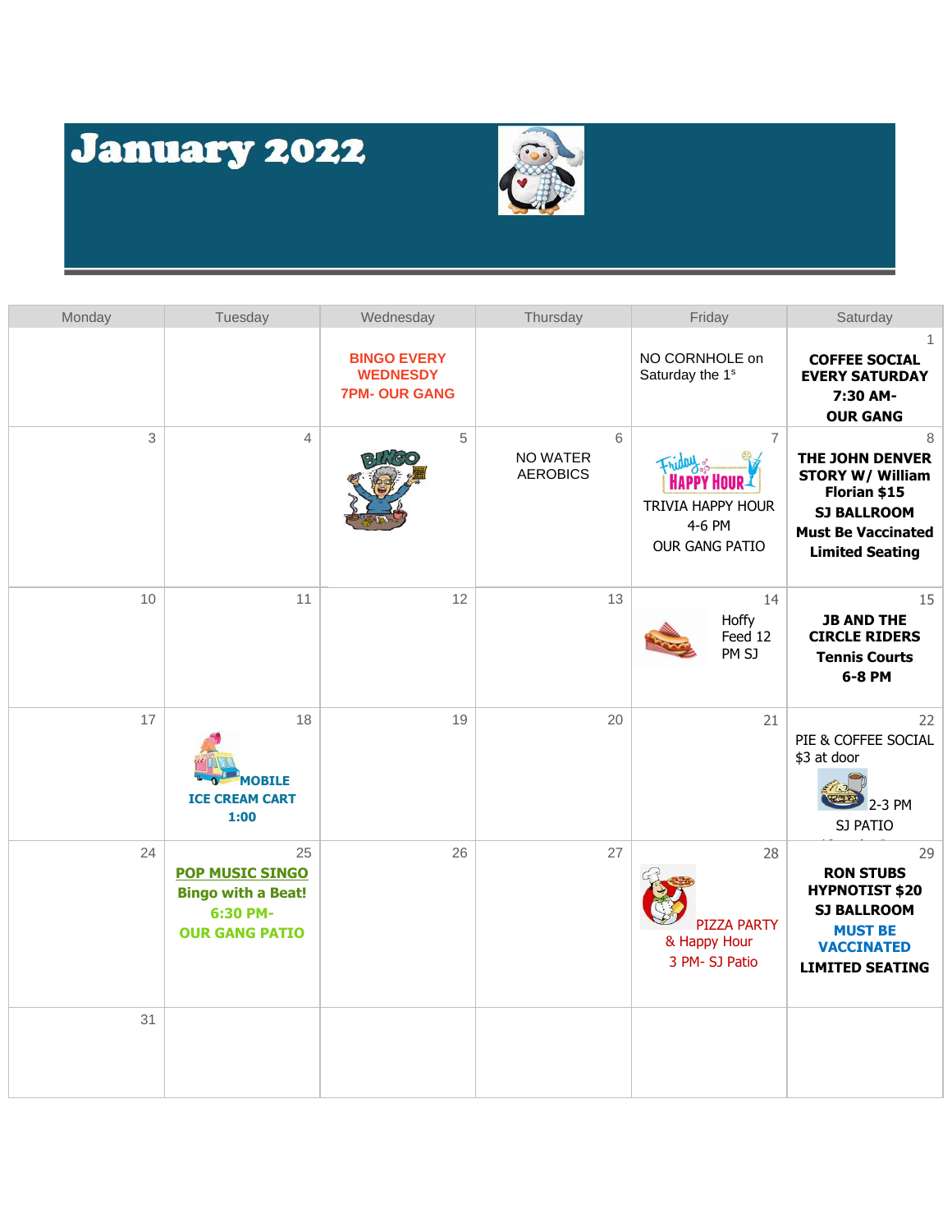# January 2022

| Monday | Tuesday | Wednesday | Thursday | Friday | Saturday |
|---|---|---|---|---|---|
| | | BINGO EVERY WEDNESDY 7PM- OUR GANG | | NO CORNHOLE on Saturday the 1s | 1 COFFEE SOCIAL EVERY SATURDAY 7:30 AM- OUR GANG |
| 3 | 4 | 5 | 6 NO WATER AEROBICS | 7 TRIVIA HAPPY HOUR 4-6 PM OUR GANG PATIO | 8 THE JOHN DENVER STORY W/ William Florian $15 SJ BALLROOM Must Be Vaccinated Limited Seating |
| 10 | 11 | 12 | 13 | 14 Hoffy Feed 12 PM SJ | 15 JB AND THE CIRCLE RIDERS Tennis Courts 6-8 PM |
| 17 | 18 MOBILE ICE CREAM CART 1:00 | 19 | 20 | 21 | 22 PIE & COFFEE SOCIAL $3 at door 2-3 PM SJ PATIO |
| 24 | 25 POP MUSIC SINGO Bingo with a Beat! 6:30 PM- OUR GANG PATIO | 26 | 27 | 28 PIZZA PARTY & Happy Hour 3 PM- SJ Patio | 29 RON STUBS HYPNOTIST $20 SJ BALLROOM MUST BE VACCINATED LIMITED SEATING |
| 31 | | | | | |